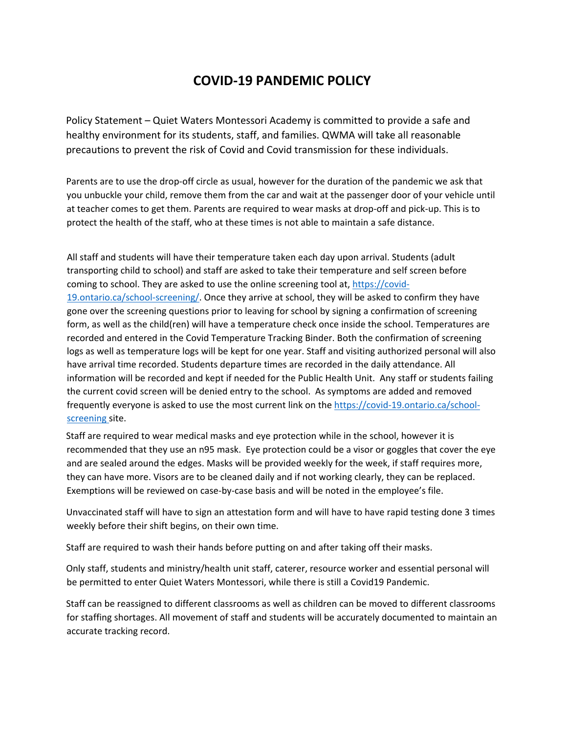# COVID-19 PANDEMIC POLICY

Policy Statement – Quiet Waters Montessori Academy is committed to provide a safe and healthy environment for its students, staff, and families. QWMA will take all reasonable precautions to prevent the risk of Covid and Covid transmission for these individuals.

Parents are to use the drop-off circle as usual, however for the duration of the pandemic we ask that you unbuckle your child, remove them from the car and wait at the passenger door of your vehicle until at teacher comes to get them. Parents are required to wear masks at drop-off and pick-up. This is to protect the health of the staff, who at these times is not able to maintain a safe distance.

All staff and students will have their temperature taken each day upon arrival. Students (adult transporting child to school) and staff are asked to take their temperature and self screen before coming to school. They are asked to use the online screening tool at, [https://covid-19.ontario.ca/school-screening/](https://covid-19.ontario.ca/school-screening/). Once they arrive at school, they will be asked to confirm they have gone over the screening questions prior to leaving for school by signing a confirmation of screening form, as well as the child(ren) will have a temperature check once inside the school. Temperatures are recorded and entered in the Covid Temperature Tracking Binder. Both the confirmation of screening logs as well as temperature logs will be kept for one year. Staff and visiting authorized personal will also have arrival time recorded. Students departure times are recorded in the daily attendance. All information will be recorded and kept if needed for the Public Health Unit. Any staff or students failing the current covid screen will be denied entry to the school. As symptoms are added and removed frequently everyone is asked to use the most current link on the [https://covid-19.ontario.ca/school-screening](https://covid-19.ontario.ca/school-screening) site.

Staff are required to wear medical masks and eye protection while in the school, however it is recommended that they use an n95 mask. Eye protection could be a visor or goggles that cover the eye and are sealed around the edges. Masks will be provided weekly for the week, if staff requires more, they can have more. Visors are to be cleaned daily and if not working clearly, they can be replaced. Exemptions will be reviewed on case-by-case basis and will be noted in the employee's file.

Unvaccinated staff will have to sign an attestation form and will have to have rapid testing done 3 times weekly before their shift begins, on their own time.

Staff are required to wash their hands before putting on and after taking off their masks.

Only staff, students and ministry/health unit staff, caterer, resource worker and essential personal will be permitted to enter Quiet Waters Montessori, while there is still a Covid19 Pandemic.

Staff can be reassigned to different classrooms as well as children can be moved to different classrooms for staffing shortages. All movement of staff and students will be accurately documented to maintain an accurate tracking record.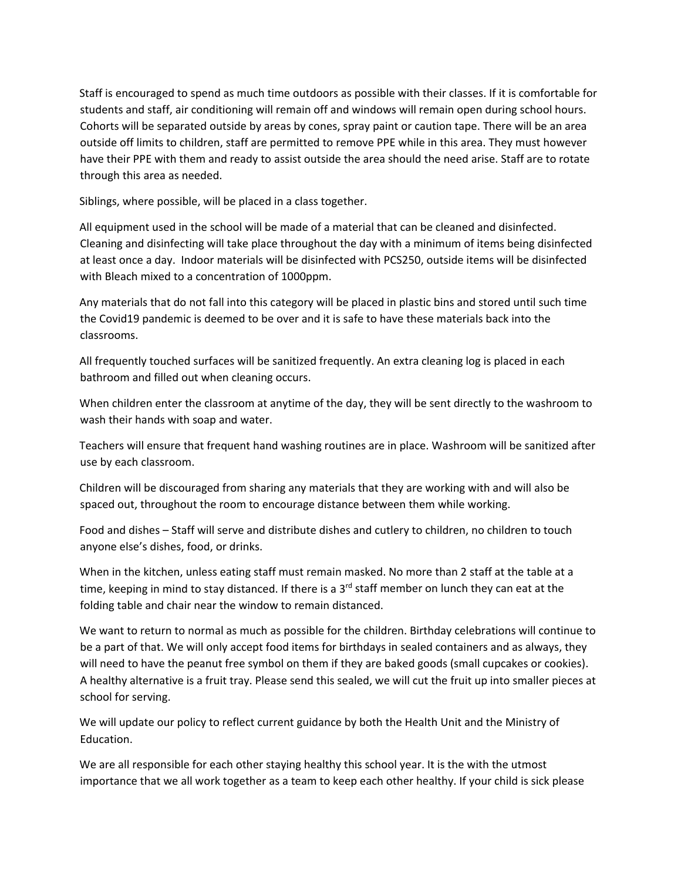Staff is encouraged to spend as much time outdoors as possible with their classes. If it is comfortable for students and staff, air conditioning will remain off and windows will remain open during school hours. Cohorts will be separated outside by areas by cones, spray paint or caution tape. There will be an area outside off limits to children, staff are permitted to remove PPE while in this area. They must however have their PPE with them and ready to assist outside the area should the need arise. Staff are to rotate through this area as needed.

Siblings, where possible, will be placed in a class together.

All equipment used in the school will be made of a material that can be cleaned and disinfected. Cleaning and disinfecting will take place throughout the day with a minimum of items being disinfected at least once a day. Indoor materials will be disinfected with PCS250, outside items will be disinfected with Bleach mixed to a concentration of 1000ppm.

Any materials that do not fall into this category will be placed in plastic bins and stored until such time the Covid19 pandemic is deemed to be over and it is safe to have these materials back into the classrooms.

All frequently touched surfaces will be sanitized frequently. An extra cleaning log is placed in each bathroom and filled out when cleaning occurs.

When children enter the classroom at anytime of the day, they will be sent directly to the washroom to wash their hands with soap and water.

Teachers will ensure that frequent hand washing routines are in place. Washroom will be sanitized after use by each classroom.

Children will be discouraged from sharing any materials that they are working with and will also be spaced out, throughout the room to encourage distance between them while working.

Food and dishes – Staff will serve and distribute dishes and cutlery to children, no children to touch anyone else's dishes, food, or drinks.

When in the kitchen, unless eating staff must remain masked. No more than 2 staff at the table at a time, keeping in mind to stay distanced. If there is a 3rd staff member on lunch they can eat at the folding table and chair near the window to remain distanced.

We want to return to normal as much as possible for the children. Birthday celebrations will continue to be a part of that. We will only accept food items for birthdays in sealed containers and as always, they will need to have the peanut free symbol on them if they are baked goods (small cupcakes or cookies). A healthy alternative is a fruit tray. Please send this sealed, we will cut the fruit up into smaller pieces at school for serving.

We will update our policy to reflect current guidance by both the Health Unit and the Ministry of Education.

We are all responsible for each other staying healthy this school year. It is the with the utmost importance that we all work together as a team to keep each other healthy. If your child is sick please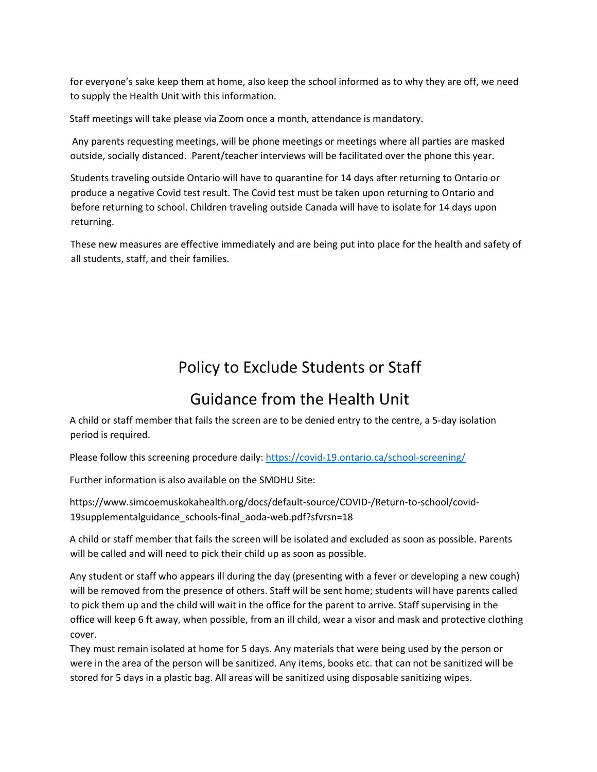for everyone's sake keep them at home, also keep the school informed as to why they are off, we need to supply the Health Unit with this information.

Staff meetings will take please via Zoom once a month, attendance is mandatory.

Any parents requesting meetings, will be phone meetings or meetings where all parties are masked outside, socially distanced. Parent/teacher interviews will be facilitated over the phone this year.

Students traveling outside Ontario will have to quarantine for 14 days after returning to Ontario or produce a negative Covid test result. The Covid test must be taken upon returning to Ontario and before returning to school. Children traveling outside Canada will have to isolate for 14 days upon returning.

These new measures are effective immediately and are being put into place for the health and safety of all students, staff, and their families.

# Policy to Exclude Students or Staff

# Guidance from the Health Unit

A child or staff member that fails the screen are to be denied entry to the centre, a 5-day isolation period is required.

Please follow this screening procedure daily: [https://covid-19.ontario.ca/school-screening/](https://covid-19.ontario.ca/school-screening/)

Further information is also available on the SMDHU Site:

https://www.simcoemuskokahealth.org/docs/default-source/COVID-/Return-to-school/covid-19supplementalguidance_schools-final_aoda-web.pdf?sfvrsn=18

A child or staff member that fails the screen will be isolated and excluded as soon as possible. Parents will be called and will need to pick their child up as soon as possible.

Any student or staff who appears ill during the day (presenting with a fever or developing a new cough) will be removed from the presence of others. Staff will be sent home; students will have parents called to pick them up and the child will wait in the office for the parent to arrive. Staff supervising in the office will keep 6 ft away, when possible, from an ill child, wear a visor and mask and protective clothing cover.
They must remain isolated at home for 5 days. Any materials that were being used by the person or were in the area of the person will be sanitized. Any items, books etc. that can not be sanitized will be stored for 5 days in a plastic bag. All areas will be sanitized using disposable sanitizing wipes.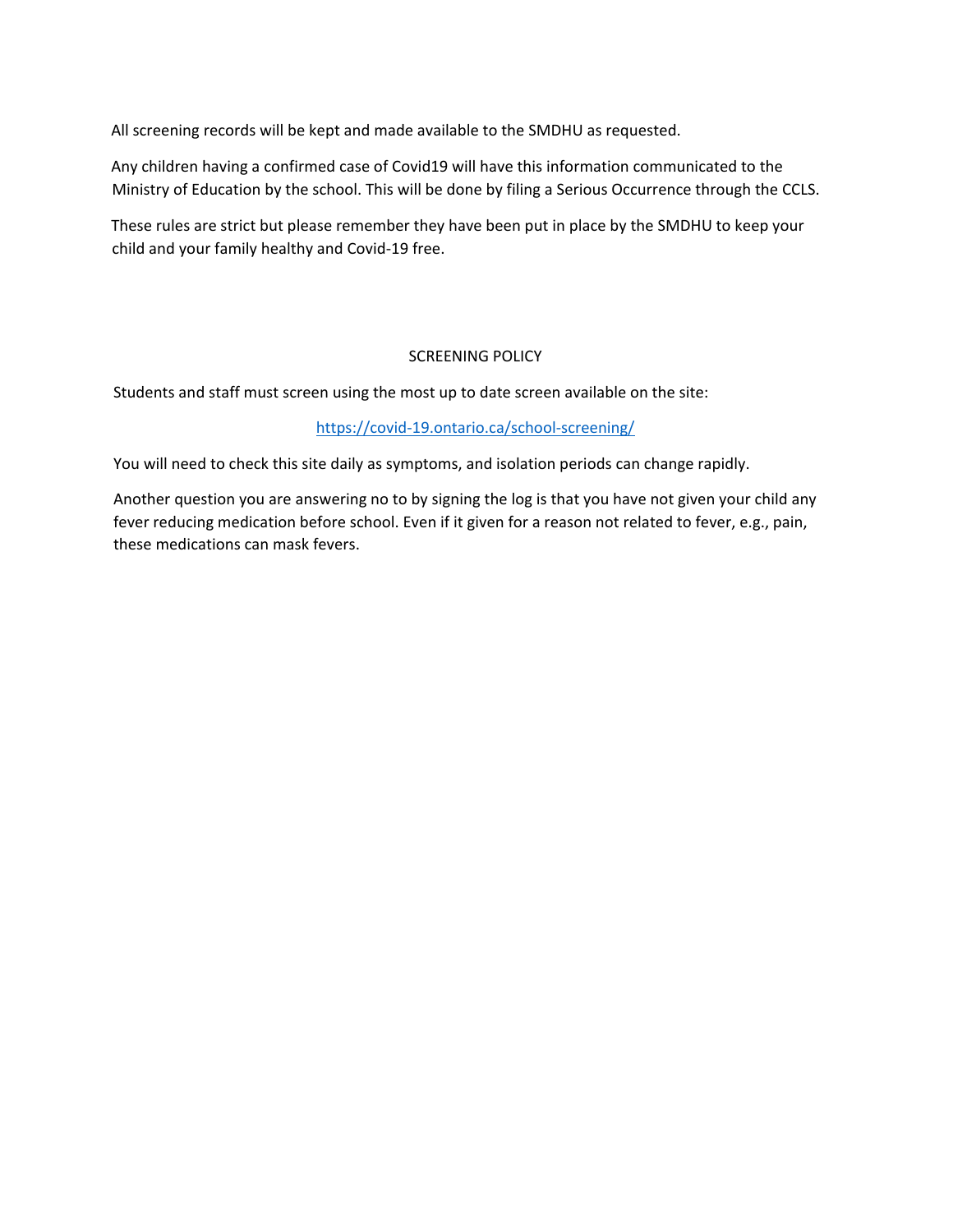All screening records will be kept and made available to the SMDHU as requested.

Any children having a confirmed case of Covid19 will have this information communicated to the Ministry of Education by the school. This will be done by filing a Serious Occurrence through the CCLS.

These rules are strict but please remember they have been put in place by the SMDHU to keep your child and your family healthy and Covid-19 free.

## SCREENING POLICY

Students and staff must screen using the most up to date screen available on the site:

https://covid-19.ontario.ca/school-screening/

You will need to check this site daily as symptoms, and isolation periods can change rapidly.

Another question you are answering no to by signing the log is that you have not given your child any fever reducing medication before school. Even if it given for a reason not related to fever, e.g., pain, these medications can mask fevers.